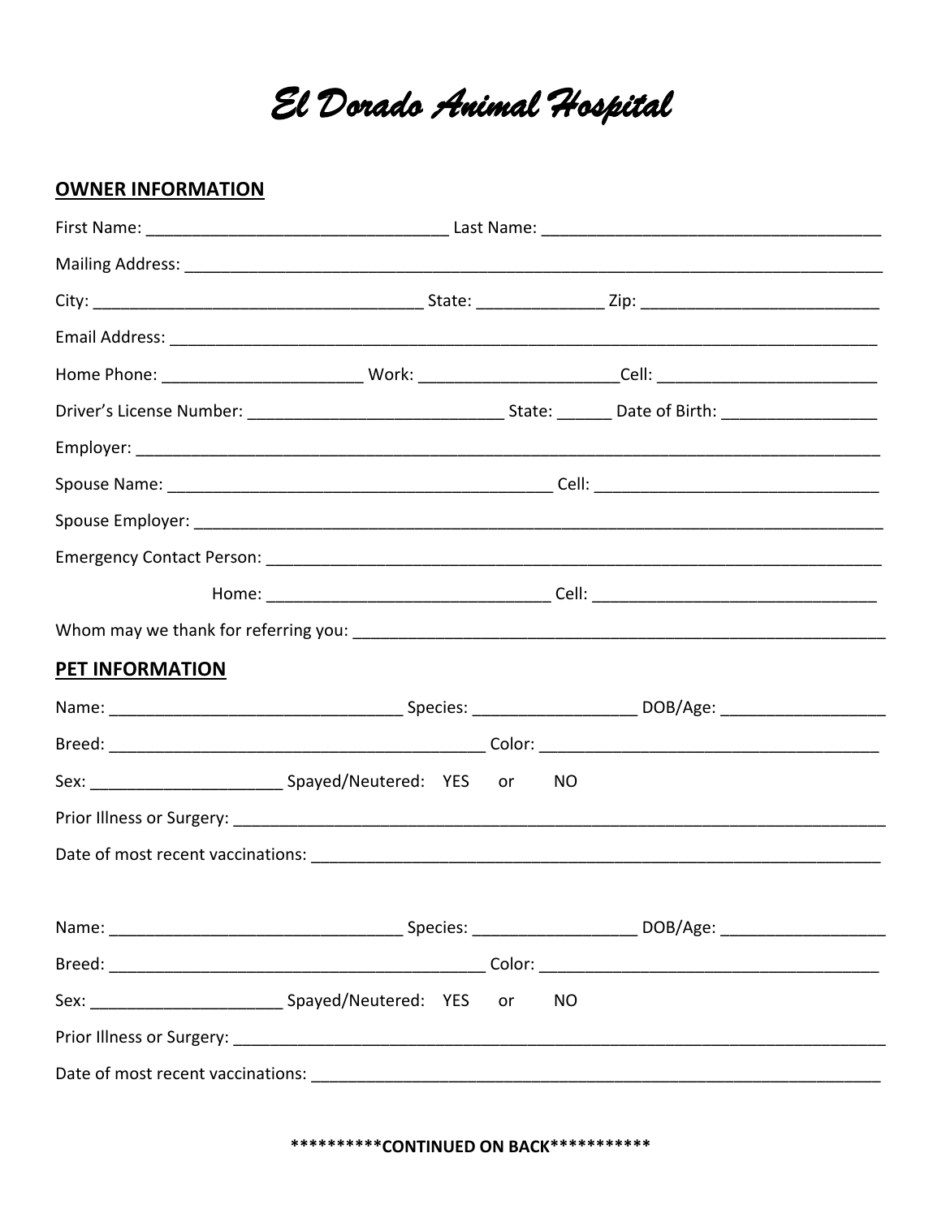# El Dorado Animal Hospital

## OWNER INFORMATION

First Name: ________________________________ Last Name: ____________________________________

Mailing Address: ___________________________________________________________________________

City: ___________________________________ State: _____________ Zip: __________________________

Email Address: _____________________________________________________________________________

Home Phone: _____________________ Work: _____________________Cell: _______________________

Driver's License Number: ___________________________ State: ______ Date of Birth: ________________

Employer: __________________________________________________________________________________

Spouse Name: __________________________________________ Cell: ______________________________

Spouse Employer: ____________________________________________________________________________

Emergency Contact Person: ____________________________________________________________________

Home: ______________________________ Cell: ______________________________

Whom may we thank for referring you: ________________________________________________________

## PET INFORMATION

Name: ________________________________ Species: _________________ DOB/Age: __________________

Breed: _________________________________________ Color: _____________________________________

Sex: _____________________ Spayed/Neutered: YES or NO

Prior Illness or Surgery: ____________________________________________________________________

Date of most recent vaccinations: _______________________________________________________________

Name: ________________________________ Species: _________________ DOB/Age: __________________

Breed: _________________________________________ Color: _____________________________________

Sex: _____________________ Spayed/Neutered: YES or NO

Prior Illness or Surgery: ____________________________________________________________________

Date of most recent vaccinations: _______________________________________________________________

**********CONTINUED ON BACK***********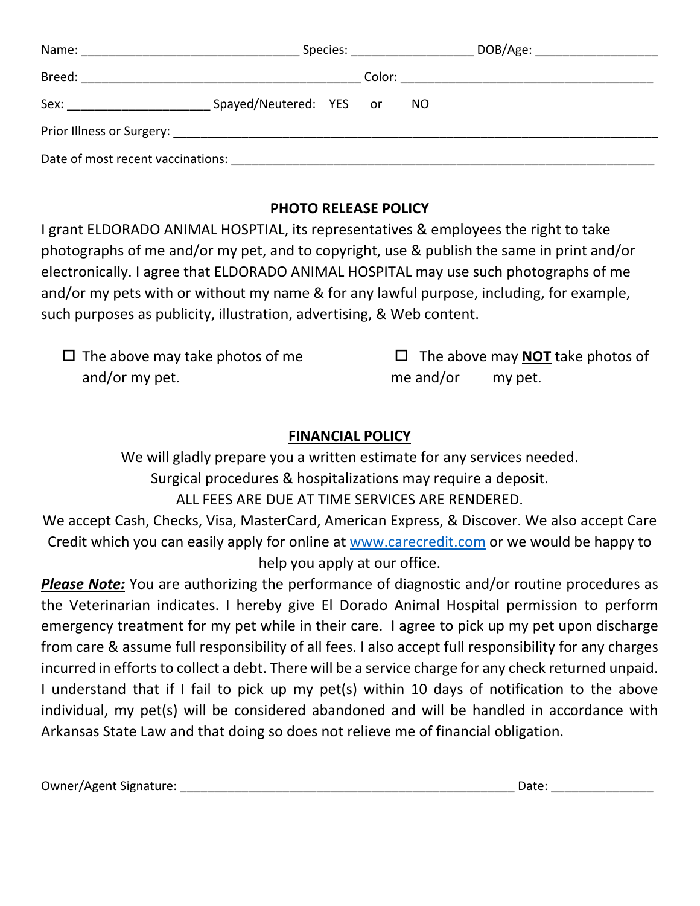Name: ______________________________ Species: _________________ DOB/Age: _________________

Breed: _______________________________________ Color: ___________________________________

Sex: ____________________ Spayed/Neutered: YES or NO

Prior Illness or Surgery: ______________________________________________________________________

Date of most recent vaccinations: ________________________________________________________

## PHOTO RELEASE POLICY

I grant ELDORADO ANIMAL HOSPTIAL, its representatives & employees the right to take photographs of me and/or my pet, and to copyright, use & publish the same in print and/or electronically. I agree that ELDORADO ANIMAL HOSPITAL may use such photographs of me and/or my pets with or without my name & for any lawful purpose, including, for example, such purposes as publicity, illustration, advertising, & Web content.

☐ The above may take photos of me and/or my pet.

☐ The above may **NOT** take photos of me and/or my pet.

## FINANCIAL POLICY

We will gladly prepare you a written estimate for any services needed.
Surgical procedures & hospitalizations may require a deposit.
ALL FEES ARE DUE AT TIME SERVICES ARE RENDERED.
We accept Cash, Checks, Visa, MasterCard, American Express, & Discover. We also accept Care Credit which you can easily apply for online at www.carecredit.com or we would be happy to help you apply at our office.

***Please Note:*** You are authorizing the performance of diagnostic and/or routine procedures as the Veterinarian indicates. I hereby give El Dorado Animal Hospital permission to perform emergency treatment for my pet while in their care. I agree to pick up my pet upon discharge from care & assume full responsibility of all fees. I also accept full responsibility for any charges incurred in efforts to collect a debt. There will be a service charge for any check returned unpaid. I understand that if I fail to pick up my pet(s) within 10 days of notification to the above individual, my pet(s) will be considered abandoned and will be handled in accordance with Arkansas State Law and that doing so does not relieve me of financial obligation.

Owner/Agent Signature: _______________________________________________ Date: ______________